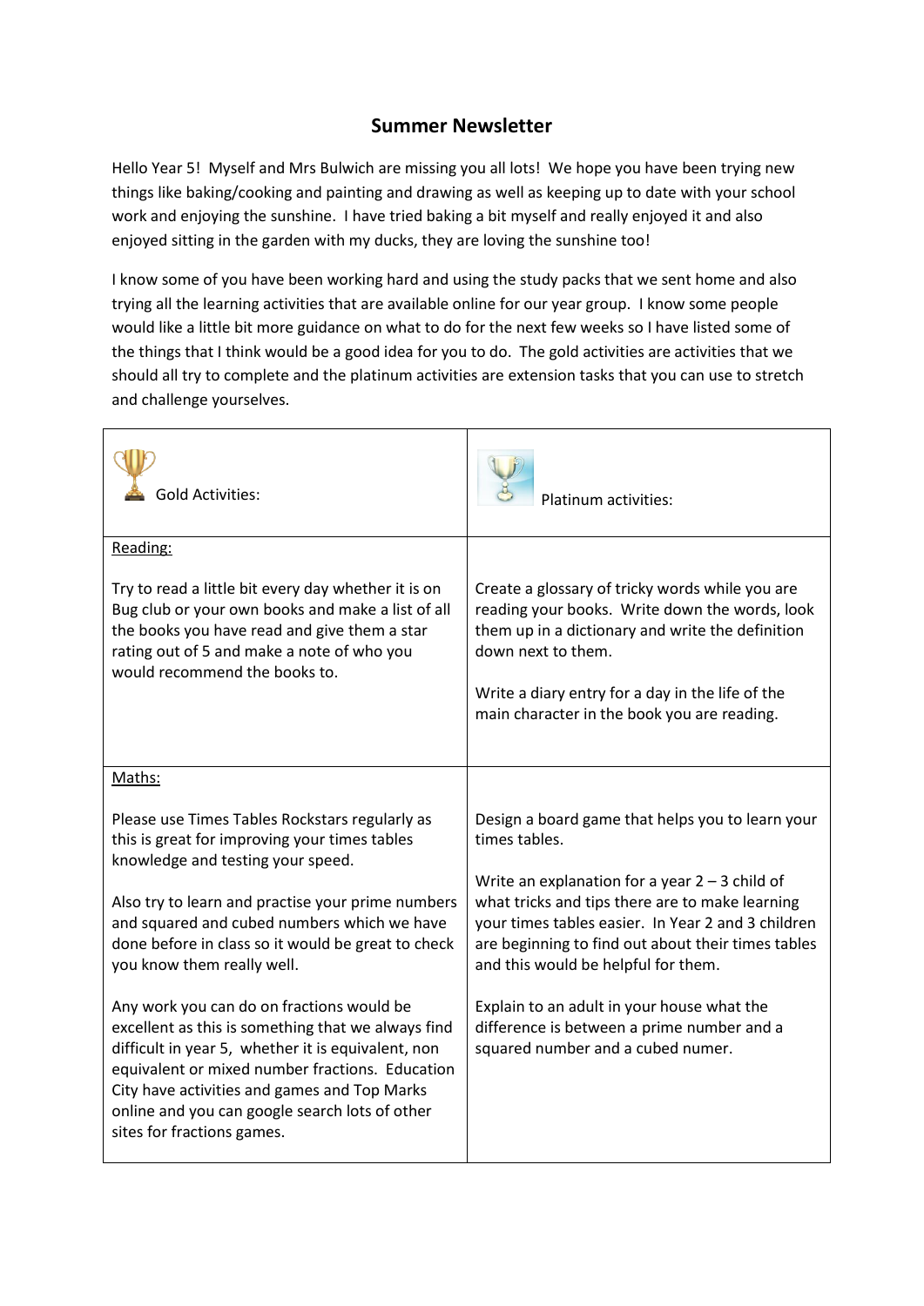# Summer Newsletter

Hello Year 5! Myself and Mrs Bulwich are missing you all lots! We hope you have been trying new things like baking/cooking and painting and drawing as well as keeping up to date with your school work and enjoying the sunshine. I have tried baking a bit myself and really enjoyed it and also enjoyed sitting in the garden with my ducks, they are loving the sunshine too!

I know some of you have been working hard and using the study packs that we sent home and also trying all the learning activities that are available online for our year group. I know some people would like a little bit more guidance on what to do for the next few weeks so I have listed some of the things that I think would be a good idea for you to do. The gold activities are activities that we should all try to complete and the platinum activities are extension tasks that you can use to stretch and challenge yourselves.

| Gold Activities: | Platinum activities: |
| --- | --- |
| <u>Reading:</u><br><br>Try to read a little bit every day whether it is on Bug club or your own books and make a list of all the books you have read and give them a star rating out of 5 and make a note of who you would recommend the books to. | Create a glossary of tricky words while you are reading your books. Write down the words, look them up in a dictionary and write the definition down next to them.<br><br>Write a diary entry for a day in the life of the main character in the book you are reading. |
| <u>Maths:</u><br><br>Please use Times Tables Rockstars regularly as this is great for improving your times tables knowledge and testing your speed.<br><br>Also try to learn and practise your prime numbers and squared and cubed numbers which we have done before in class so it would be great to check you know them really well.<br><br>Any work you can do on fractions would be excellent as this is something that we always find difficult in year 5, whether it is equivalent, non equivalent or mixed number fractions. Education City have activities and games and Top Marks online and you can google search lots of other sites for fractions games. | Design a board game that helps you to learn your times tables.<br><br>Write an explanation for a year 2 – 3 child of what tricks and tips there are to make learning your times tables easier. In Year 2 and 3 children are beginning to find out about their times tables and this would be helpful for them.<br><br>Explain to an adult in your house what the difference is between a prime number and a squared number and a cubed numer. |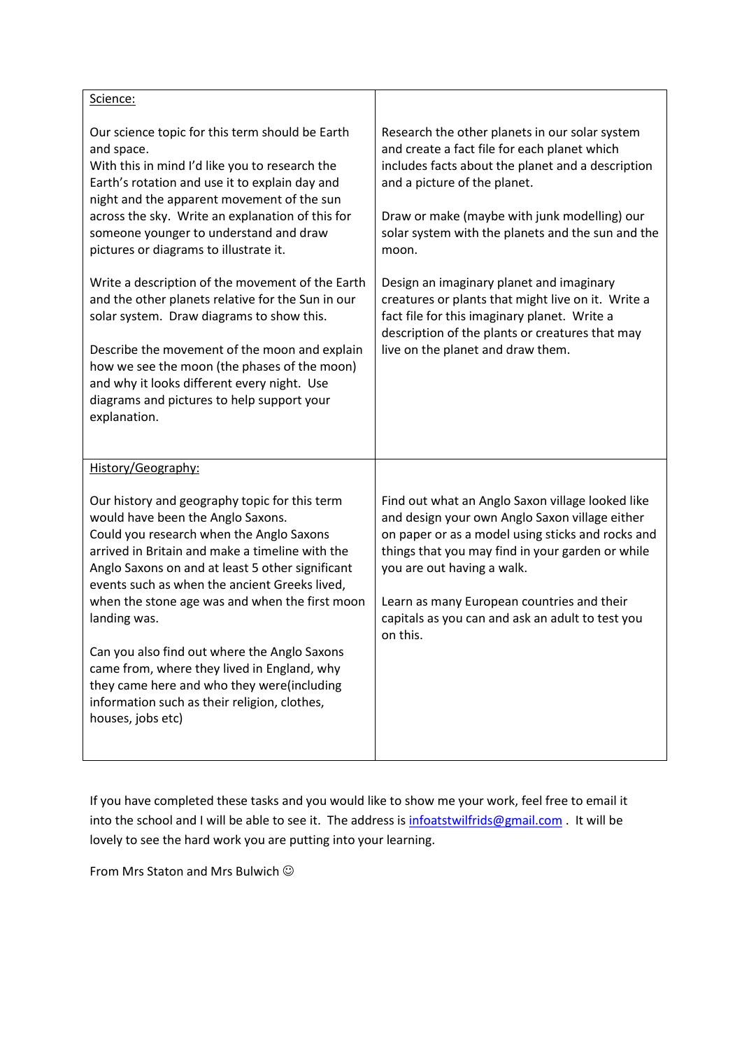| | |
|---|---|
| Science:<br><br>Our science topic for this term should be Earth and space.<br>With this in mind I'd like you to research the Earth's rotation and use it to explain day and night and the apparent movement of the sun across the sky. Write an explanation of this for someone younger to understand and draw pictures or diagrams to illustrate it.<br><br>Write a description of the movement of the Earth and the other planets relative for the Sun in our solar system. Draw diagrams to show this.<br><br>Describe the movement of the moon and explain how we see the moon (the phases of the moon) and why it looks different every night. Use diagrams and pictures to help support your explanation. | Research the other planets in our solar system and create a fact file for each planet which includes facts about the planet and a description and a picture of the planet.<br><br>Draw or make (maybe with junk modelling) our solar system with the planets and the sun and the moon.<br><br>Design an imaginary planet and imaginary creatures or plants that might live on it. Write a fact file for this imaginary planet. Write a description of the plants or creatures that may live on the planet and draw them. |
| History/Geography:<br><br>Our history and geography topic for this term would have been the Anglo Saxons.<br>Could you research when the Anglo Saxons arrived in Britain and make a timeline with the Anglo Saxons on and at least 5 other significant events such as when the ancient Greeks lived, when the stone age was and when the first moon landing was.<br><br>Can you also find out where the Anglo Saxons came from, where they lived in England, why they came here and who they were(including information such as their religion, clothes, houses, jobs etc) | Find out what an Anglo Saxon village looked like and design your own Anglo Saxon village either on paper or as a model using sticks and rocks and things that you may find in your garden or while you are out having a walk.<br><br>Learn as many European countries and their capitals as you can and ask an adult to test you on this. |

If you have completed these tasks and you would like to show me your work, feel free to email it into the school and I will be able to see it. The address is infoatstwilfrids@gmail.com . It will be lovely to see the hard work you are putting into your learning.

From Mrs Staton and Mrs Bulwich ☺